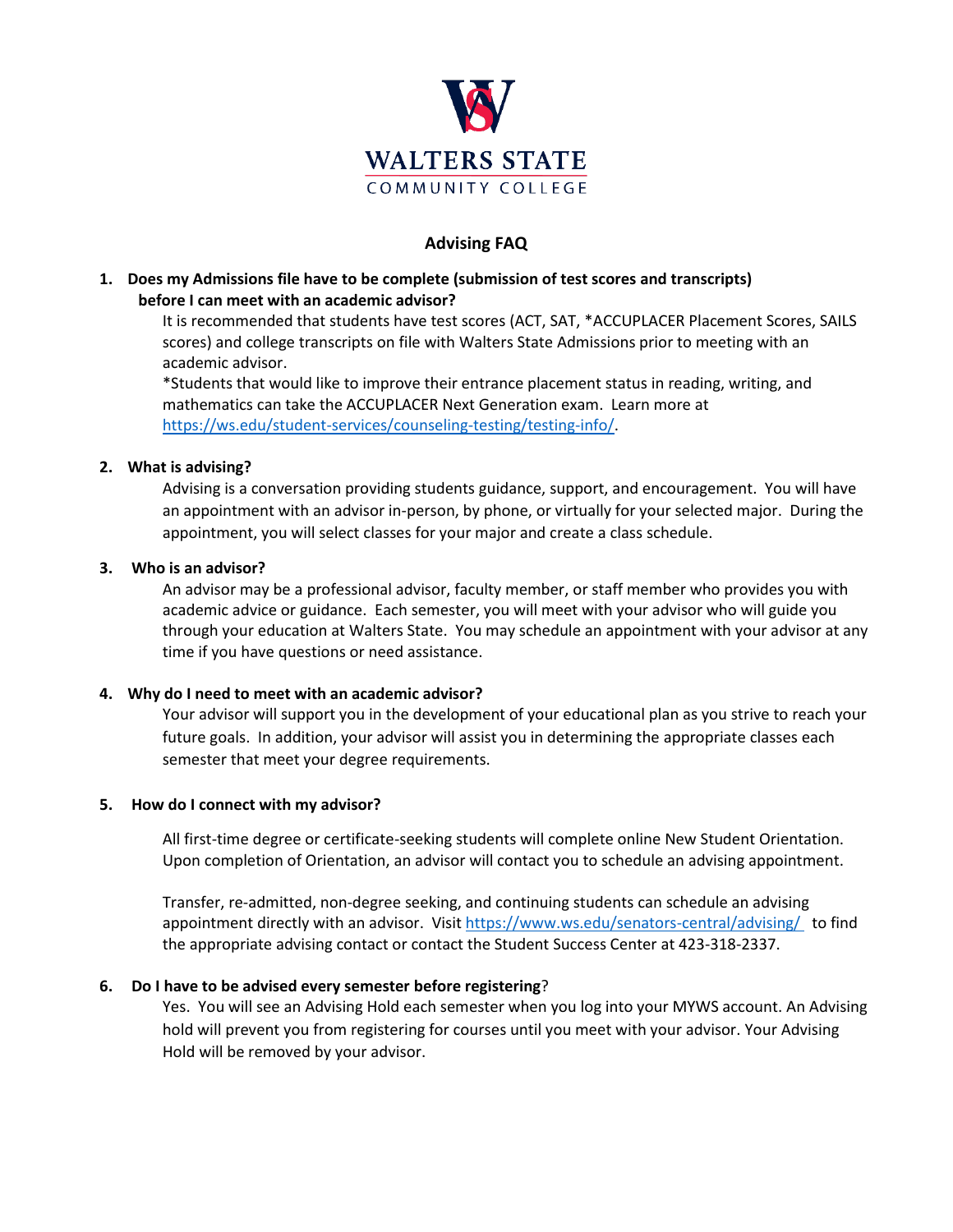WALTERS STATE
COMMUNITY COLLEGE

# Advising FAQ

**1. Does my Admissions file have to be complete (submission of test scores and transcripts) before I can meet with an academic advisor?**

It is recommended that students have test scores (ACT, SAT, *ACCUPLACER Placement Scores, SAILS scores) and college transcripts on file with Walters State Admissions prior to meeting with an academic advisor.

*Students that would like to improve their entrance placement status in reading, writing, and mathematics can take the ACCUPLACER Next Generation exam. Learn more at https://ws.edu/student-services/counseling-testing/testing-info/.

**2. What is advising?**

Advising is a conversation providing students guidance, support, and encouragement. You will have an appointment with an advisor in-person, by phone, or virtually for your selected major. During the appointment, you will select classes for your major and create a class schedule.

**3. Who is an advisor?**

An advisor may be a professional advisor, faculty member, or staff member who provides you with academic advice or guidance. Each semester, you will meet with your advisor who will guide you through your education at Walters State. You may schedule an appointment with your advisor at any time if you have questions or need assistance.

**4. Why do I need to meet with an academic advisor?**

Your advisor will support you in the development of your educational plan as you strive to reach your future goals. In addition, your advisor will assist you in determining the appropriate classes each semester that meet your degree requirements.

**5. How do I connect with my advisor?**

All first-time degree or certificate-seeking students will complete online New Student Orientation. Upon completion of Orientation, an advisor will contact you to schedule an advising appointment.

Transfer, re-admitted, non-degree seeking, and continuing students can schedule an advising appointment directly with an advisor. Visit https://www.ws.edu/senators-central/advising/ to find the appropriate advising contact or contact the Student Success Center at 423-318-2337.

**6. Do I have to be advised every semester before registering?**

Yes. You will see an Advising Hold each semester when you log into your MYWS account. An Advising hold will prevent you from registering for courses until you meet with your advisor. Your Advising Hold will be removed by your advisor.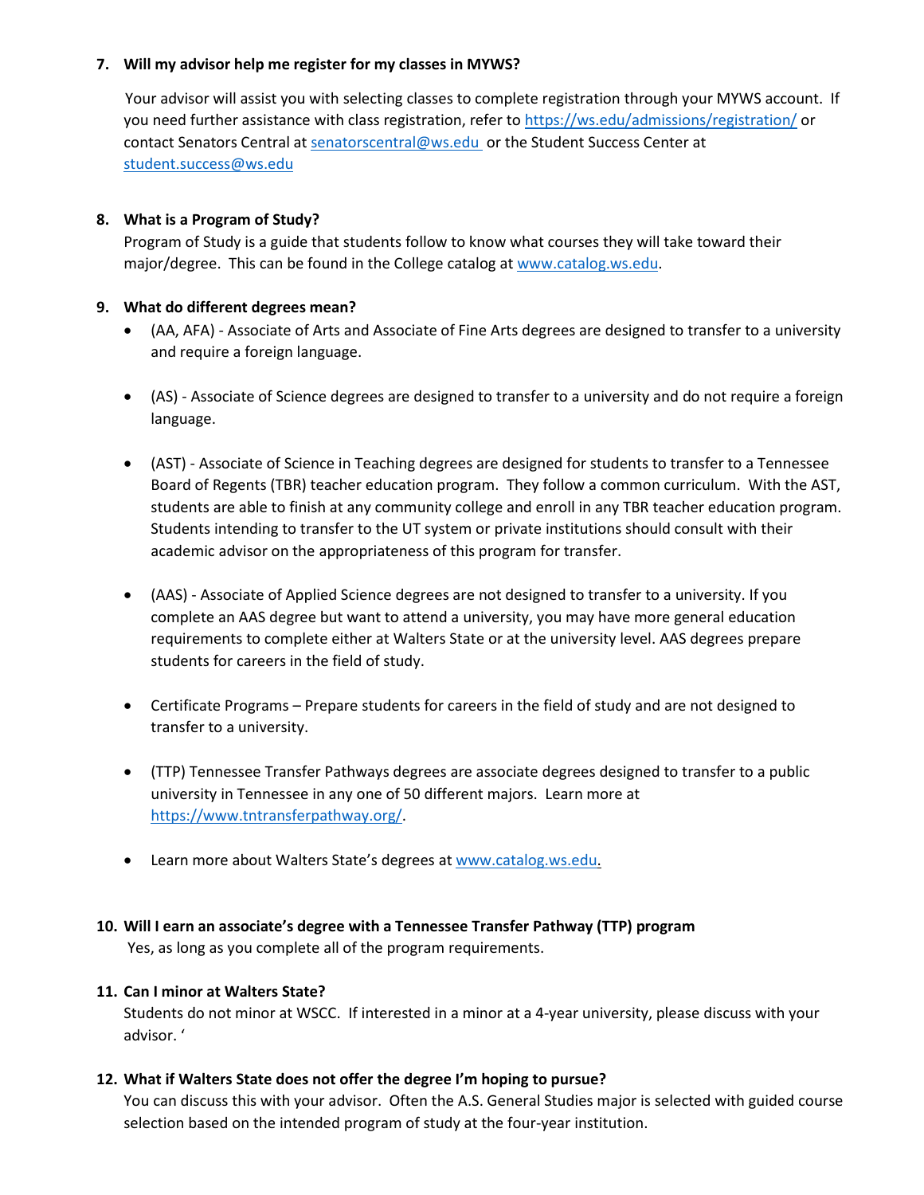7. **Will my advisor help me register for my classes in MYWS?**

   Your advisor will assist you with selecting classes to complete registration through your MYWS account. If you need further assistance with class registration, refer to https://ws.edu/admissions/registration/ or contact Senators Central at senatorscentral@ws.edu or the Student Success Center at student.success@ws.edu

8. **What is a Program of Study?**

   Program of Study is a guide that students follow to know what courses they will take toward their major/degree. This can be found in the College catalog at www.catalog.ws.edu.

9. **What do different degrees mean?**

   - (AA, AFA) - Associate of Arts and Associate of Fine Arts degrees are designed to transfer to a university and require a foreign language.
   - (AS) - Associate of Science degrees are designed to transfer to a university and do not require a foreign language.
   - (AST) - Associate of Science in Teaching degrees are designed for students to transfer to a Tennessee Board of Regents (TBR) teacher education program. They follow a common curriculum. With the AST, students are able to finish at any community college and enroll in any TBR teacher education program. Students intending to transfer to the UT system or private institutions should consult with their academic advisor on the appropriateness of this program for transfer.
   - (AAS) - Associate of Applied Science degrees are not designed to transfer to a university. If you complete an AAS degree but want to attend a university, you may have more general education requirements to complete either at Walters State or at the university level. AAS degrees prepare students for careers in the field of study.
   - Certificate Programs – Prepare students for careers in the field of study and are not designed to transfer to a university.
   - (TTP) Tennessee Transfer Pathways degrees are associate degrees designed to transfer to a public university in Tennessee in any one of 50 different majors. Learn more at https://www.tntransferpathway.org/.
   - Learn more about Walters State's degrees at www.catalog.ws.edu.

10. **Will I earn an associate's degree with a Tennessee Transfer Pathway (TTP) program**

    Yes, as long as you complete all of the program requirements.

11. **Can I minor at Walters State?**

    Students do not minor at WSCC. If interested in a minor at a 4-year university, please discuss with your advisor. '

12. **What if Walters State does not offer the degree I'm hoping to pursue?**

    You can discuss this with your advisor. Often the A.S. General Studies major is selected with guided course selection based on the intended program of study at the four-year institution.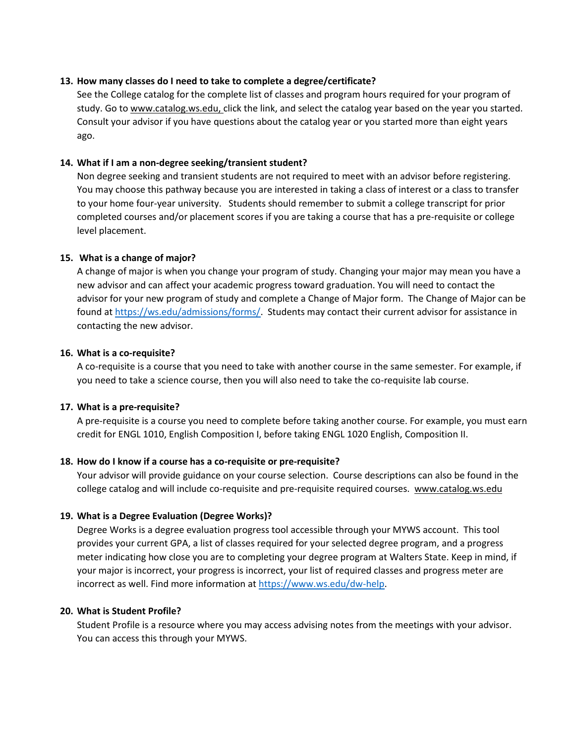**13. How many classes do I need to take to complete a degree/certificate?**

See the College catalog for the complete list of classes and program hours required for your program of study. Go to www.catalog.ws.edu, click the link, and select the catalog year based on the year you started. Consult your advisor if you have questions about the catalog year or you started more than eight years ago.

**14. What if I am a non-degree seeking/transient student?**

Non degree seeking and transient students are not required to meet with an advisor before registering. You may choose this pathway because you are interested in taking a class of interest or a class to transfer to your home four-year university. Students should remember to submit a college transcript for prior completed courses and/or placement scores if you are taking a course that has a pre-requisite or college level placement.

**15. What is a change of major?**

A change of major is when you change your program of study. Changing your major may mean you have a new advisor and can affect your academic progress toward graduation. You will need to contact the advisor for your new program of study and complete a Change of Major form. The Change of Major can be found at https://ws.edu/admissions/forms/. Students may contact their current advisor for assistance in contacting the new advisor.

**16. What is a co-requisite?**

A co-requisite is a course that you need to take with another course in the same semester. For example, if you need to take a science course, then you will also need to take the co-requisite lab course.

**17. What is a pre-requisite?**

A pre-requisite is a course you need to complete before taking another course. For example, you must earn credit for ENGL 1010, English Composition I, before taking ENGL 1020 English, Composition II.

**18. How do I know if a course has a co-requisite or pre-requisite?**

Your advisor will provide guidance on your course selection. Course descriptions can also be found in the college catalog and will include co-requisite and pre-requisite required courses. www.catalog.ws.edu

**19. What is a Degree Evaluation (Degree Works)?**

Degree Works is a degree evaluation progress tool accessible through your MYWS account. This tool provides your current GPA, a list of classes required for your selected degree program, and a progress meter indicating how close you are to completing your degree program at Walters State. Keep in mind, if your major is incorrect, your progress is incorrect, your list of required classes and progress meter are incorrect as well. Find more information at https://www.ws.edu/dw-help.

**20. What is Student Profile?**

Student Profile is a resource where you may access advising notes from the meetings with your advisor. You can access this through your MYWS.